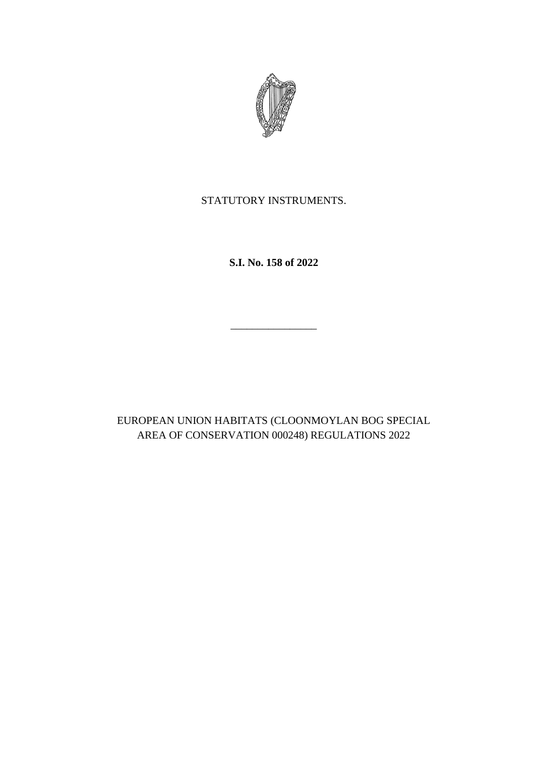STATUTORY INSTRUMENTS.

**S.I. No. 158 of 2022**

---

EUROPEAN UNION HABITATS (CLOONMOYLAN BOG SPECIAL AREA OF CONSERVATION 000248) REGULATIONS 2022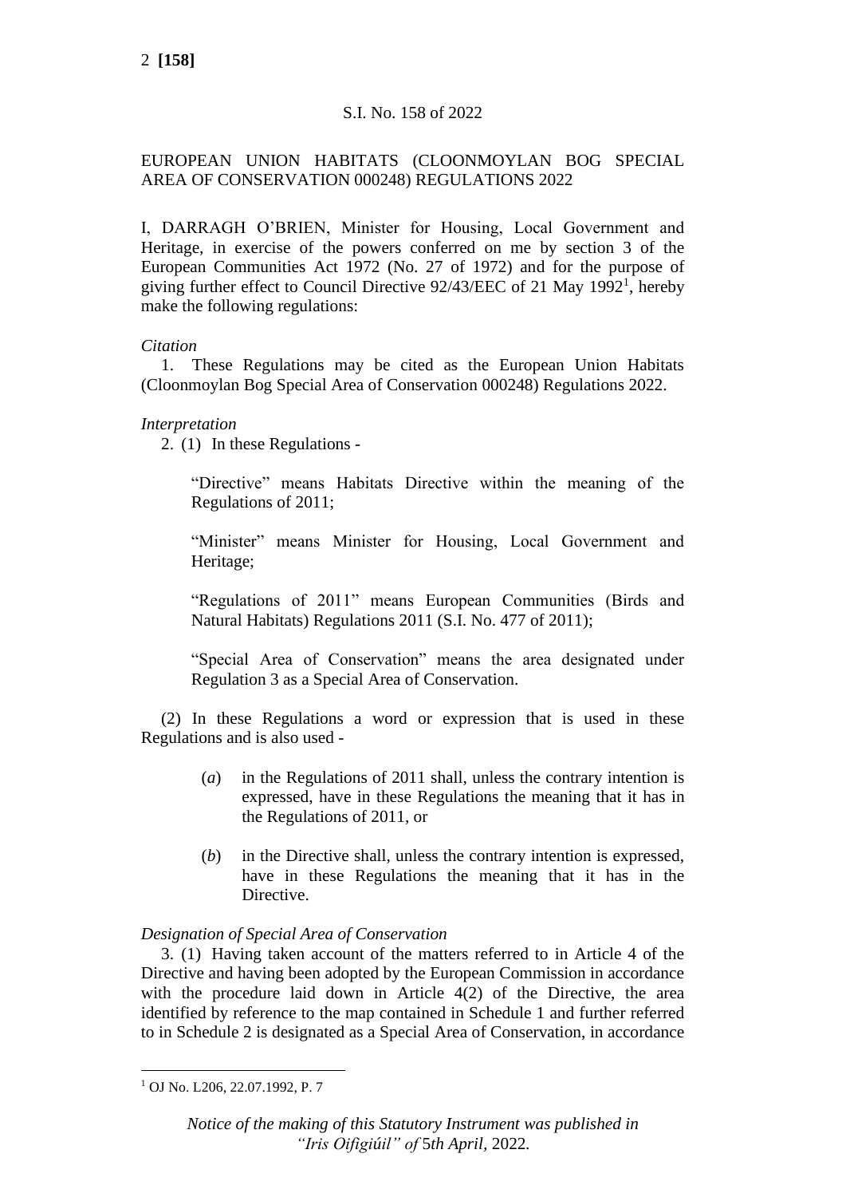S.I. No. 158 of 2022

EUROPEAN UNION HABITATS (CLOONMOYLAN BOG SPECIAL AREA OF CONSERVATION 000248) REGULATIONS 2022

I, DARRAGH O'BRIEN, Minister for Housing, Local Government and Heritage, in exercise of the powers conferred on me by section 3 of the European Communities Act 1972 (No. 27 of 1972) and for the purpose of giving further effect to Council Directive 92/43/EEC of 21 May 1992[1], hereby make the following regulations:

*Citation*

1. These Regulations may be cited as the European Union Habitats (Cloonmoylan Bog Special Area of Conservation 000248) Regulations 2022.

*Interpretation*

2. (1) In these Regulations -

"Directive" means Habitats Directive within the meaning of the Regulations of 2011;

"Minister" means Minister for Housing, Local Government and Heritage;

"Regulations of 2011" means European Communities (Birds and Natural Habitats) Regulations 2011 (S.I. No. 477 of 2011);

"Special Area of Conservation" means the area designated under Regulation 3 as a Special Area of Conservation.

(2) In these Regulations a word or expression that is used in these Regulations and is also used -

(*a*) in the Regulations of 2011 shall, unless the contrary intention is expressed, have in these Regulations the meaning that it has in the Regulations of 2011, or

(*b*) in the Directive shall, unless the contrary intention is expressed, have in these Regulations the meaning that it has in the Directive.

*Designation of Special Area of Conservation*

3. (1) Having taken account of the matters referred to in Article 4 of the Directive and having been adopted by the European Commission in accordance with the procedure laid down in Article 4(2) of the Directive, the area identified by reference to the map contained in Schedule 1 and further referred to in Schedule 2 is designated as a Special Area of Conservation, in accordance

[1] OJ No. L206, 22.07.1992, P. 7

*Notice of the making of this Statutory Instrument was published in "Iris Oifigiúil" of 5th April, 2022.*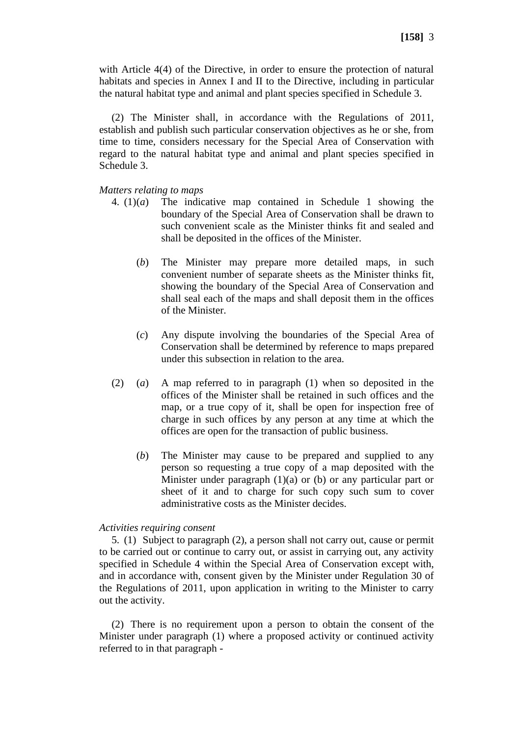with Article 4(4) of the Directive, in order to ensure the protection of natural habitats and species in Annex I and II to the Directive, including in particular the natural habitat type and animal and plant species specified in Schedule 3.

(2) The Minister shall, in accordance with the Regulations of 2011, establish and publish such particular conservation objectives as he or she, from time to time, considers necessary for the Special Area of Conservation with regard to the natural habitat type and animal and plant species specified in Schedule 3.

*Matters relating to maps*

4. (1)(*a*) The indicative map contained in Schedule 1 showing the boundary of the Special Area of Conservation shall be drawn to such convenient scale as the Minister thinks fit and sealed and shall be deposited in the offices of the Minister.

(*b*) The Minister may prepare more detailed maps, in such convenient number of separate sheets as the Minister thinks fit, showing the boundary of the Special Area of Conservation and shall seal each of the maps and shall deposit them in the offices of the Minister.

(*c*) Any dispute involving the boundaries of the Special Area of Conservation shall be determined by reference to maps prepared under this subsection in relation to the area.

(2) (*a*) A map referred to in paragraph (1) when so deposited in the offices of the Minister shall be retained in such offices and the map, or a true copy of it, shall be open for inspection free of charge in such offices by any person at any time at which the offices are open for the transaction of public business.

(*b*) The Minister may cause to be prepared and supplied to any person so requesting a true copy of a map deposited with the Minister under paragraph (1)(a) or (b) or any particular part or sheet of it and to charge for such copy such sum to cover administrative costs as the Minister decides.

*Activities requiring consent*

5. (1) Subject to paragraph (2), a person shall not carry out, cause or permit to be carried out or continue to carry out, or assist in carrying out, any activity specified in Schedule 4 within the Special Area of Conservation except with, and in accordance with, consent given by the Minister under Regulation 30 of the Regulations of 2011, upon application in writing to the Minister to carry out the activity.

(2) There is no requirement upon a person to obtain the consent of the Minister under paragraph (1) where a proposed activity or continued activity referred to in that paragraph -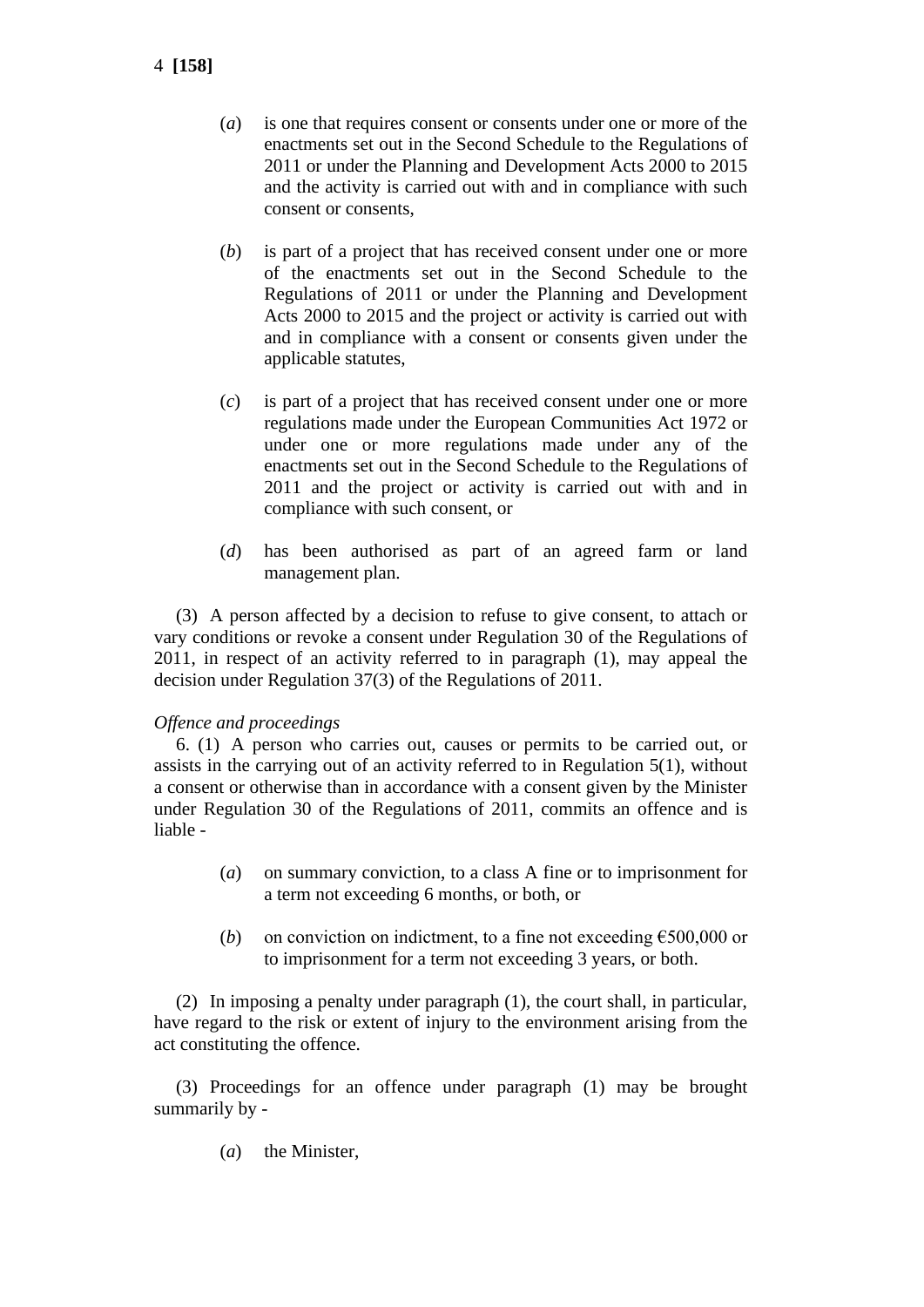(*a*) is one that requires consent or consents under one or more of the enactments set out in the Second Schedule to the Regulations of 2011 or under the Planning and Development Acts 2000 to 2015 and the activity is carried out with and in compliance with such consent or consents,

(*b*) is part of a project that has received consent under one or more of the enactments set out in the Second Schedule to the Regulations of 2011 or under the Planning and Development Acts 2000 to 2015 and the project or activity is carried out with and in compliance with a consent or consents given under the applicable statutes,

(*c*) is part of a project that has received consent under one or more regulations made under the European Communities Act 1972 or under one or more regulations made under any of the enactments set out in the Second Schedule to the Regulations of 2011 and the project or activity is carried out with and in compliance with such consent, or

(*d*) has been authorised as part of an agreed farm or land management plan.

(3) A person affected by a decision to refuse to give consent, to attach or vary conditions or revoke a consent under Regulation 30 of the Regulations of 2011, in respect of an activity referred to in paragraph (1), may appeal the decision under Regulation 37(3) of the Regulations of 2011.

*Offence and proceedings*

6. (1) A person who carries out, causes or permits to be carried out, or assists in the carrying out of an activity referred to in Regulation 5(1), without a consent or otherwise than in accordance with a consent given by the Minister under Regulation 30 of the Regulations of 2011, commits an offence and is liable -

(*a*) on summary conviction, to a class A fine or to imprisonment for a term not exceeding 6 months, or both, or

(*b*) on conviction on indictment, to a fine not exceeding €500,000 or to imprisonment for a term not exceeding 3 years, or both.

(2) In imposing a penalty under paragraph (1), the court shall, in particular, have regard to the risk or extent of injury to the environment arising from the act constituting the offence.

(3) Proceedings for an offence under paragraph (1) may be brought summarily by -

(*a*) the Minister,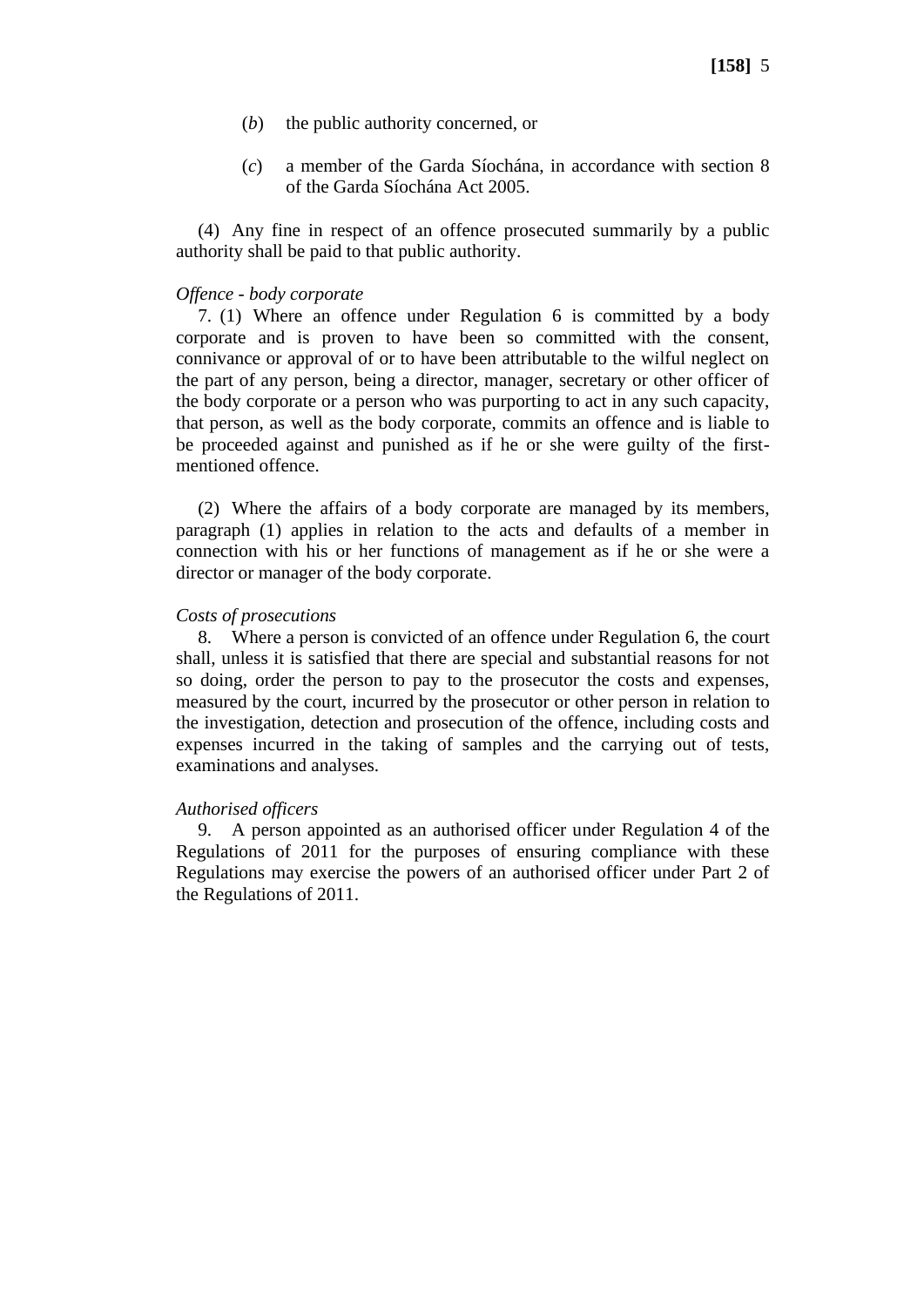(*b*) the public authority concerned, or

(*c*) a member of the Garda Síochána, in accordance with section 8 of the Garda Síochána Act 2005.

(4) Any fine in respect of an offence prosecuted summarily by a public authority shall be paid to that public authority.

*Offence - body corporate*

7. (1) Where an offence under Regulation 6 is committed by a body corporate and is proven to have been so committed with the consent, connivance or approval of or to have been attributable to the wilful neglect on the part of any person, being a director, manager, secretary or other officer of the body corporate or a person who was purporting to act in any such capacity, that person, as well as the body corporate, commits an offence and is liable to be proceeded against and punished as if he or she were guilty of the first-mentioned offence.

(2) Where the affairs of a body corporate are managed by its members, paragraph (1) applies in relation to the acts and defaults of a member in connection with his or her functions of management as if he or she were a director or manager of the body corporate.

*Costs of prosecutions*

8. Where a person is convicted of an offence under Regulation 6, the court shall, unless it is satisfied that there are special and substantial reasons for not so doing, order the person to pay to the prosecutor the costs and expenses, measured by the court, incurred by the prosecutor or other person in relation to the investigation, detection and prosecution of the offence, including costs and expenses incurred in the taking of samples and the carrying out of tests, examinations and analyses.

*Authorised officers*

9. A person appointed as an authorised officer under Regulation 4 of the Regulations of 2011 for the purposes of ensuring compliance with these Regulations may exercise the powers of an authorised officer under Part 2 of the Regulations of 2011.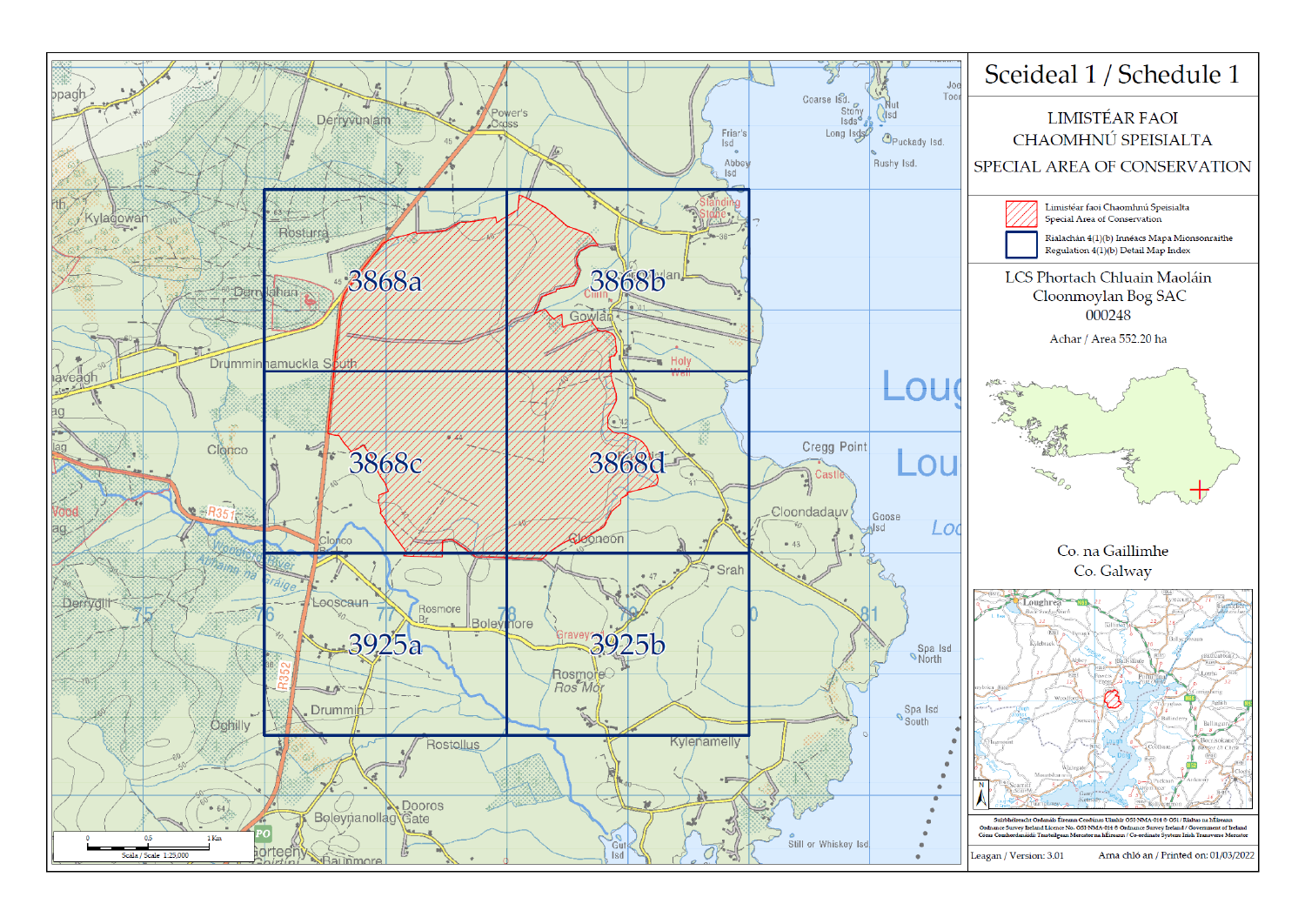# Sceideal 1 / Schedule 1

LIMISTÉAR FAOI CHAOMHNÚ SPEISIALTA

SPECIAL AREA OF CONSERVATION

- Limistéar faoi Chaomhnú Speisialta / Special Area of Conservation
- Rialachán 4(1)(b) Innéacs Mapa Mionsonraithe / Regulation 4(1)(b) Detail Map Index

LCS Phortach Chluain Maoláin

Cloonmoylan Bog SAC

000248

Achar / Area 552.20 ha

Co. na Gaillimhe

Co. Galway

Scála / Scale 1:25,000

Detail Map Index: 3868a, 3868b, 3868c, 3868d, 3925a, 3925b

Suirbhéireacht Ordanáis Éireann Ceadúnas Uimhir OSI-NMA-014 © OSi / Rialtas na hÉireann

Ordnance Survey Ireland Licence No. OSI-NMA-014 © Ordnance Survey Ireland / Government of Ireland

Córas Comhordanáidí: Teilgeán Mercator na hÉireann / Co-ordinate System: Irish Transverse Mercator

Leagan / Version: 3.01

Arna chló an / Printed on: 01/03/2022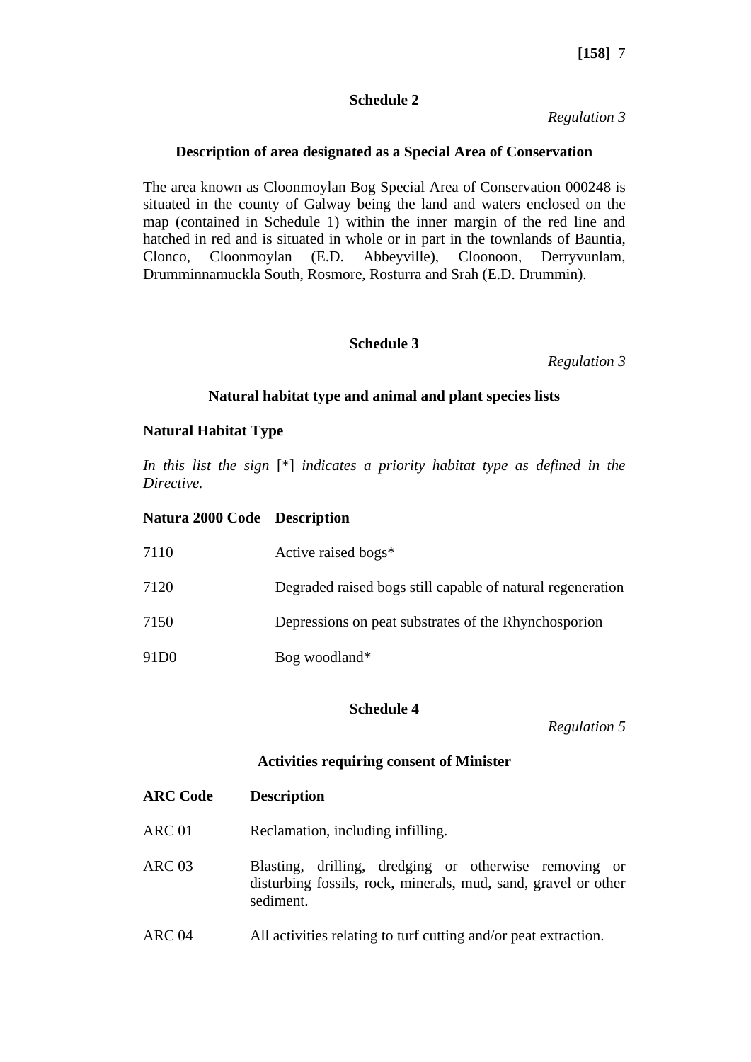## Schedule 2

*Regulation 3*

### Description of area designated as a Special Area of Conservation

The area known as Cloonmoylan Bog Special Area of Conservation 000248 is situated in the county of Galway being the land and waters enclosed on the map (contained in Schedule 1) within the inner margin of the red line and hatched in red and is situated in whole or in part in the townlands of Bauntia, Clonco, Cloonmoylan (E.D. Abbeyville), Cloonoon, Derryvunlam, Drumminnamuckla South, Rosmore, Rosturra and Srah (E.D. Drummin).

## Schedule 3

*Regulation 3*

### Natural habitat type and animal and plant species lists

**Natural Habitat Type**

*In this list the sign* [*] *indicates a priority habitat type as defined in the Directive.*

| Natura 2000 Code | Description |
|---|---|
| 7110 | Active raised bogs* |
| 7120 | Degraded raised bogs still capable of natural regeneration |
| 7150 | Depressions on peat substrates of the Rhynchosporion |
| 91D0 | Bog woodland* |

## Schedule 4

*Regulation 5*

### Activities requiring consent of Minister

| ARC Code | Description |
|---|---|
| ARC 01 | Reclamation, including infilling. |
| ARC 03 | Blasting, drilling, dredging or otherwise removing or disturbing fossils, rock, minerals, mud, sand, gravel or other sediment. |
| ARC 04 | All activities relating to turf cutting and/or peat extraction. |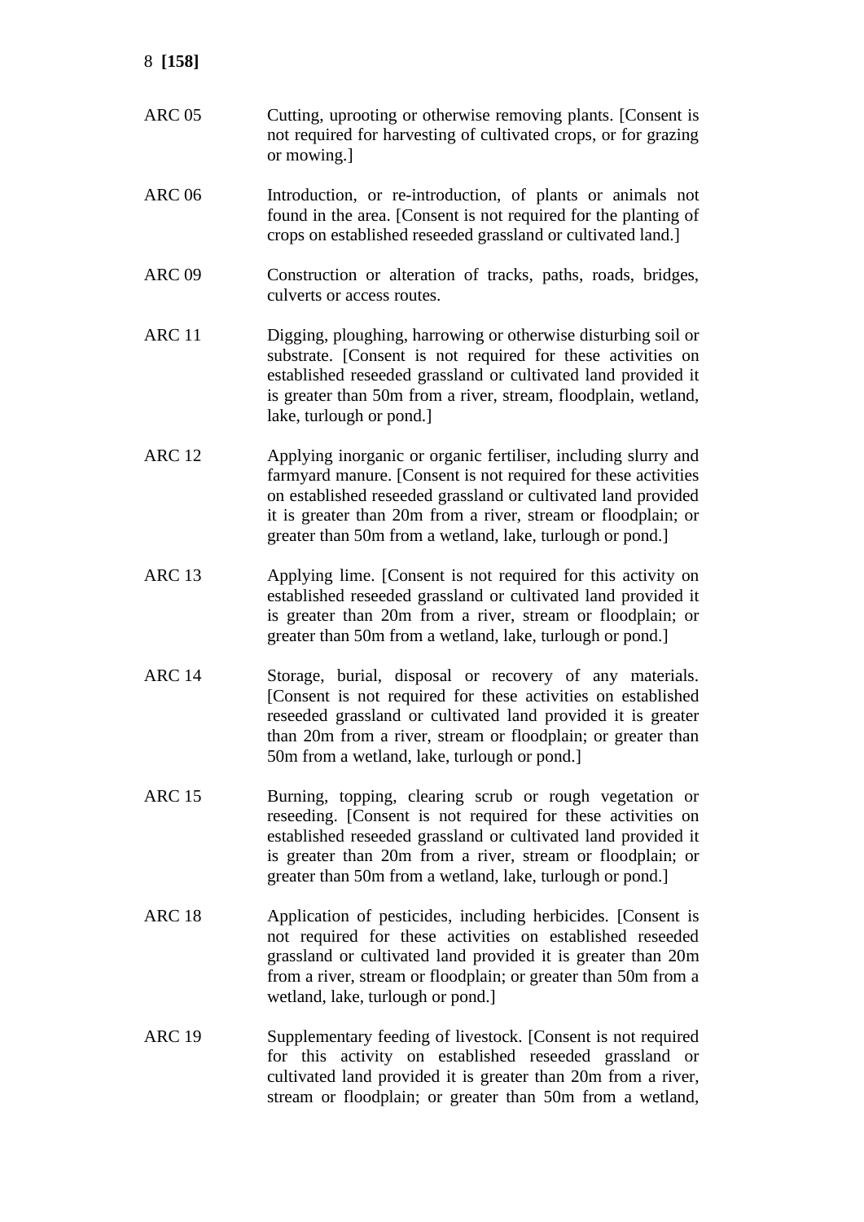| | |
|---|---|
| ARC 05 | Cutting, uprooting or otherwise removing plants. [Consent is not required for harvesting of cultivated crops, or for grazing or mowing.] |
| ARC 06 | Introduction, or re-introduction, of plants or animals not found in the area. [Consent is not required for the planting of crops on established reseeded grassland or cultivated land.] |
| ARC 09 | Construction or alteration of tracks, paths, roads, bridges, culverts or access routes. |
| ARC 11 | Digging, ploughing, harrowing or otherwise disturbing soil or substrate. [Consent is not required for these activities on established reseeded grassland or cultivated land provided it is greater than 50m from a river, stream, floodplain, wetland, lake, turlough or pond.] |
| ARC 12 | Applying inorganic or organic fertiliser, including slurry and farmyard manure. [Consent is not required for these activities on established reseeded grassland or cultivated land provided it is greater than 20m from a river, stream or floodplain; or greater than 50m from a wetland, lake, turlough or pond.] |
| ARC 13 | Applying lime. [Consent is not required for this activity on established reseeded grassland or cultivated land provided it is greater than 20m from a river, stream or floodplain; or greater than 50m from a wetland, lake, turlough or pond.] |
| ARC 14 | Storage, burial, disposal or recovery of any materials. [Consent is not required for these activities on established reseeded grassland or cultivated land provided it is greater than 20m from a river, stream or floodplain; or greater than 50m from a wetland, lake, turlough or pond.] |
| ARC 15 | Burning, topping, clearing scrub or rough vegetation or reseeding. [Consent is not required for these activities on established reseeded grassland or cultivated land provided it is greater than 20m from a river, stream or floodplain; or greater than 50m from a wetland, lake, turlough or pond.] |
| ARC 18 | Application of pesticides, including herbicides. [Consent is not required for these activities on established reseeded grassland or cultivated land provided it is greater than 20m from a river, stream or floodplain; or greater than 50m from a wetland, lake, turlough or pond.] |
| ARC 19 | Supplementary feeding of livestock. [Consent is not required for this activity on established reseeded grassland or cultivated land provided it is greater than 20m from a river, stream or floodplain; or greater than 50m from a wetland, |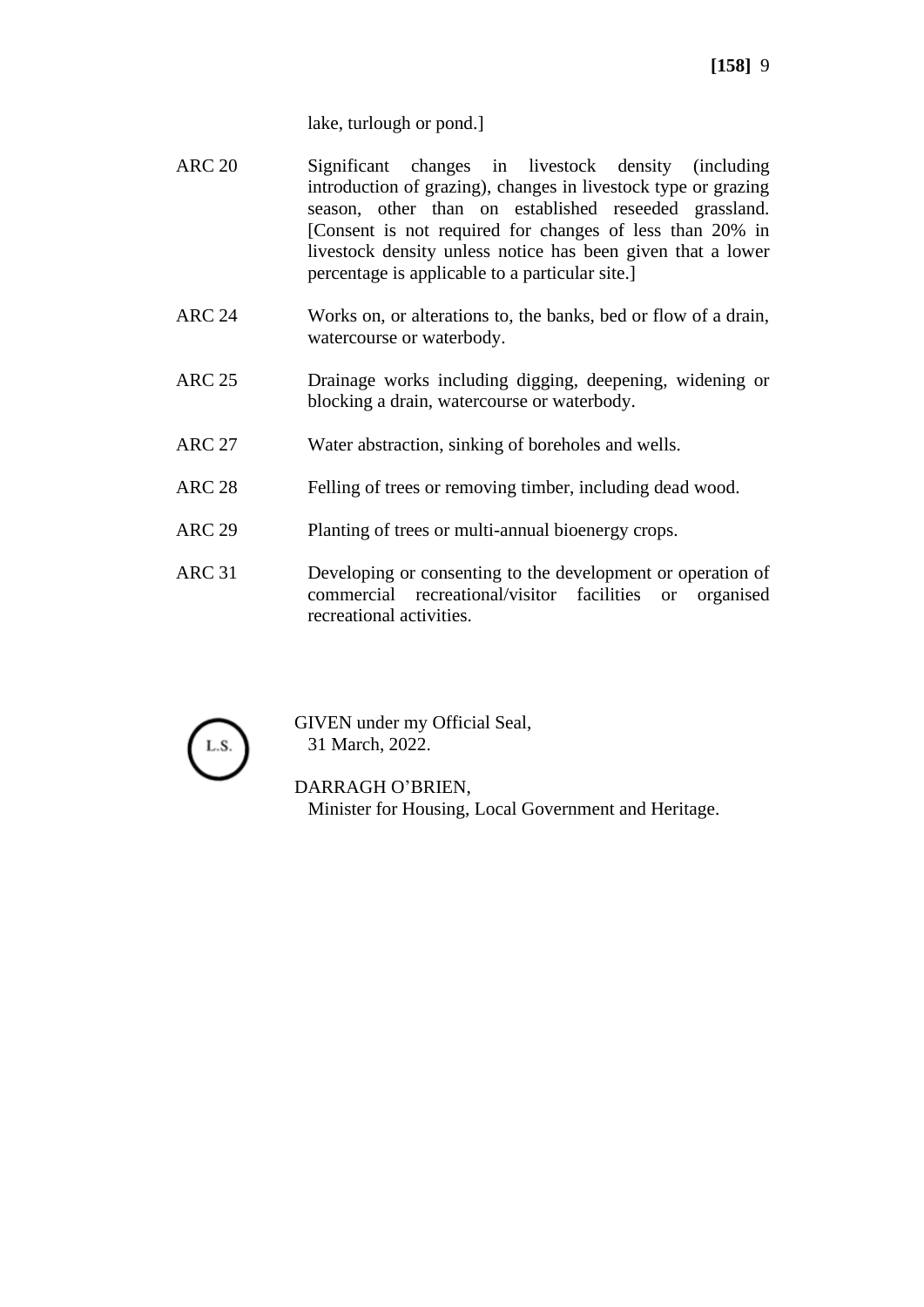lake, turlough or pond.]

| | |
|---|---|
| ARC 20 | Significant changes in livestock density (including introduction of grazing), changes in livestock type or grazing season, other than on established reseeded grassland. [Consent is not required for changes of less than 20% in livestock density unless notice has been given that a lower percentage is applicable to a particular site.] |
| ARC 24 | Works on, or alterations to, the banks, bed or flow of a drain, watercourse or waterbody. |
| ARC 25 | Drainage works including digging, deepening, widening or blocking a drain, watercourse or waterbody. |
| ARC 27 | Water abstraction, sinking of boreholes and wells. |
| ARC 28 | Felling of trees or removing timber, including dead wood. |
| ARC 29 | Planting of trees or multi-annual bioenergy crops. |
| ARC 31 | Developing or consenting to the development or operation of commercial recreational/visitor facilities or organised recreational activities. |

L.S.

GIVEN under my Official Seal,
31 March, 2022.

DARRAGH O'BRIEN,
Minister for Housing, Local Government and Heritage.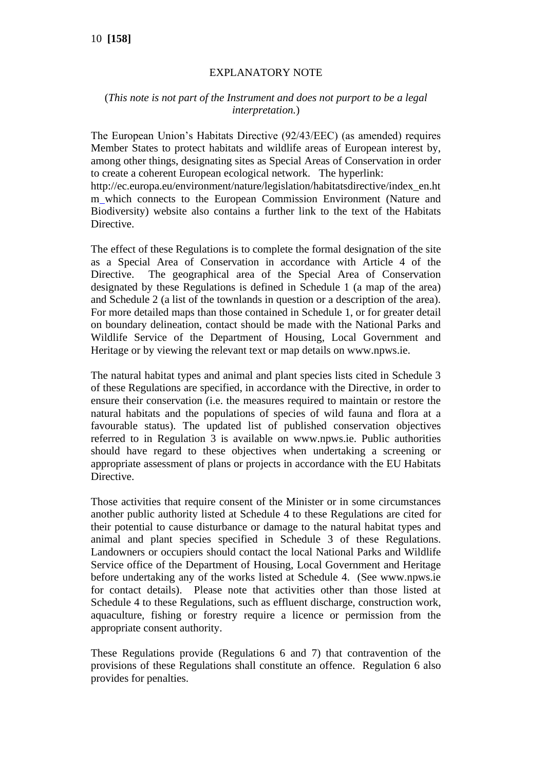## EXPLANATORY NOTE

(*This note is not part of the Instrument and does not purport to be a legal interpretation.*)

The European Union's Habitats Directive (92/43/EEC) (as amended) requires Member States to protect habitats and wildlife areas of European interest by, among other things, designating sites as Special Areas of Conservation in order to create a coherent European ecological network. The hyperlink: http://ec.europa.eu/environment/nature/legislation/habitatsdirective/index_en.htm which connects to the European Commission Environment (Nature and Biodiversity) website also contains a further link to the text of the Habitats Directive.

The effect of these Regulations is to complete the formal designation of the site as a Special Area of Conservation in accordance with Article 4 of the Directive. The geographical area of the Special Area of Conservation designated by these Regulations is defined in Schedule 1 (a map of the area) and Schedule 2 (a list of the townlands in question or a description of the area). For more detailed maps than those contained in Schedule 1, or for greater detail on boundary delineation, contact should be made with the National Parks and Wildlife Service of the Department of Housing, Local Government and Heritage or by viewing the relevant text or map details on www.npws.ie.

The natural habitat types and animal and plant species lists cited in Schedule 3 of these Regulations are specified, in accordance with the Directive, in order to ensure their conservation (i.e. the measures required to maintain or restore the natural habitats and the populations of species of wild fauna and flora at a favourable status). The updated list of published conservation objectives referred to in Regulation 3 is available on www.npws.ie. Public authorities should have regard to these objectives when undertaking a screening or appropriate assessment of plans or projects in accordance with the EU Habitats Directive.

Those activities that require consent of the Minister or in some circumstances another public authority listed at Schedule 4 to these Regulations are cited for their potential to cause disturbance or damage to the natural habitat types and animal and plant species specified in Schedule 3 of these Regulations. Landowners or occupiers should contact the local National Parks and Wildlife Service office of the Department of Housing, Local Government and Heritage before undertaking any of the works listed at Schedule 4. (See www.npws.ie for contact details). Please note that activities other than those listed at Schedule 4 to these Regulations, such as effluent discharge, construction work, aquaculture, fishing or forestry require a licence or permission from the appropriate consent authority.

These Regulations provide (Regulations 6 and 7) that contravention of the provisions of these Regulations shall constitute an offence. Regulation 6 also provides for penalties.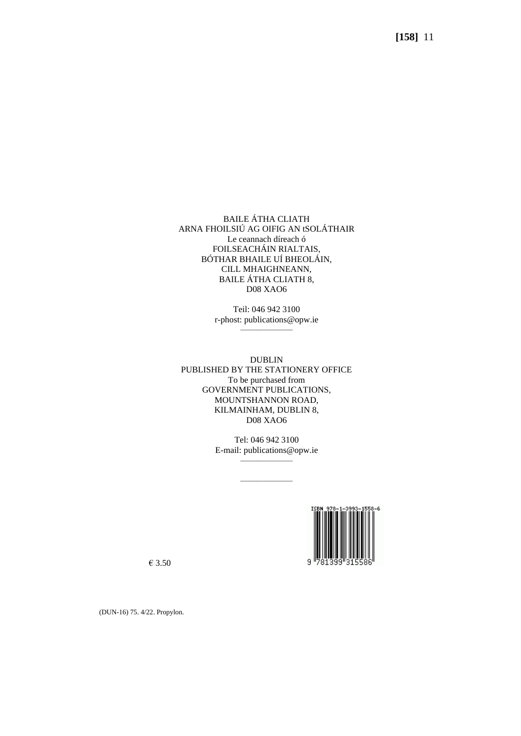BAILE ÁTHA CLIATH
ARNA FHOILSIÚ AG OIFIG AN tSOLÁTHAIR
Le ceannach díreach ó
FOILSEACHÁIN RIALTAIS,
BÓTHAR BHAILE UÍ BHEOLÁIN,
CILL MHAIGHNEANN,
BAILE ÁTHA CLIATH 8,
D08 XAO6

Teil: 046 942 3100
r-phost: publications@opw.ie

---

DUBLIN
PUBLISHED BY THE STATIONERY OFFICE
To be purchased from
GOVERNMENT PUBLICATIONS,
MOUNTSHANNON ROAD,
KILMAINHAM, DUBLIN 8,
D08 XAO6

Tel: 046 942 3100
E-mail: publications@opw.ie

---

---

ISBN 978-1-3993-1558-6

9 781399 315586

€ 3.50

(DUN-16) 75. 4/22. Propylon.